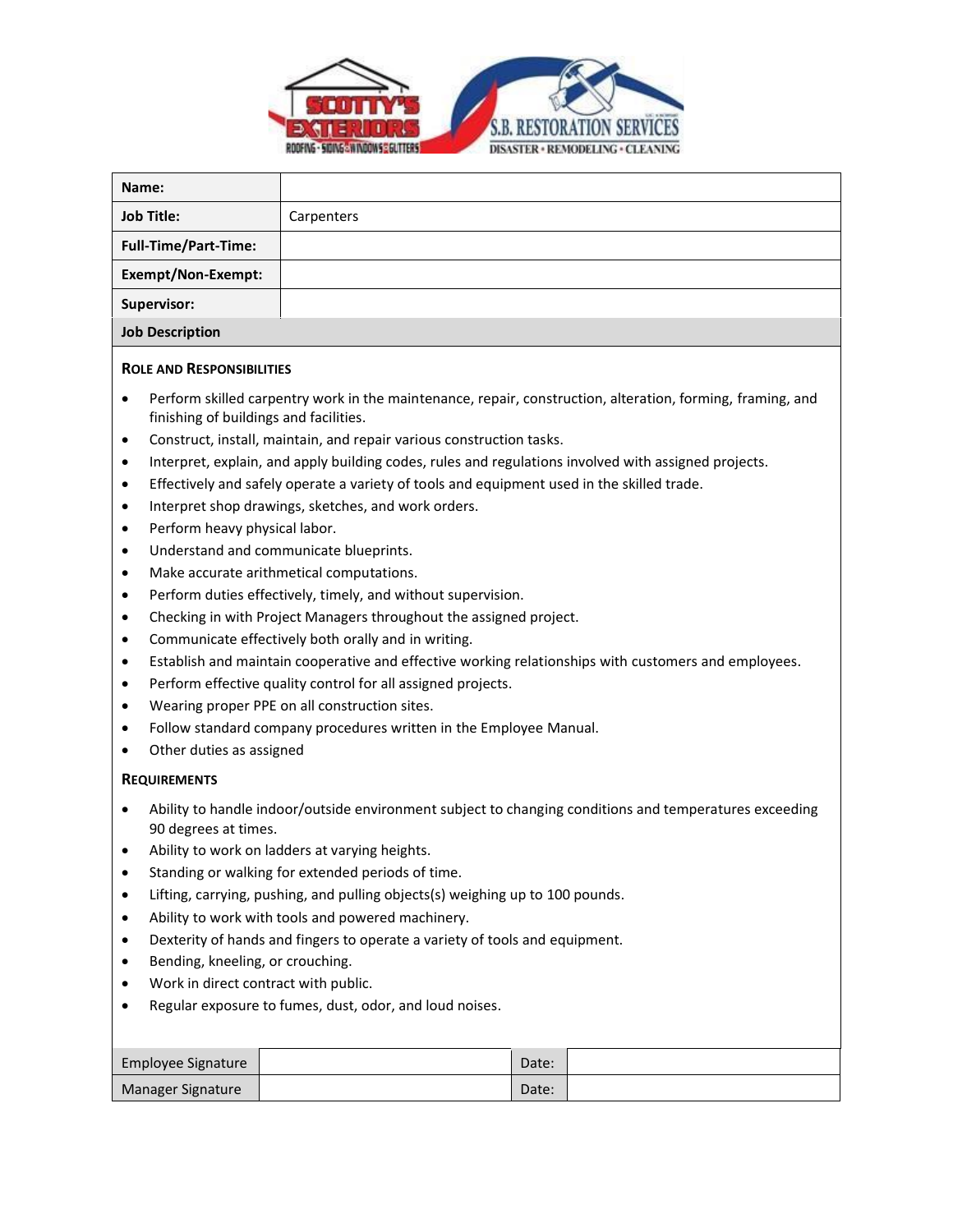| Name: | |
|---|---|
| Job Title: | Carpenters |
| Full-Time/Part-Time: | |
| Exempt/Non-Exempt: | |
| Supervisor: | |

**Job Description**

### Role and Responsibilities

- Perform skilled carpentry work in the maintenance, repair, construction, alteration, forming, framing, and finishing of buildings and facilities.
- Construct, install, maintain, and repair various construction tasks.
- Interpret, explain, and apply building codes, rules and regulations involved with assigned projects.
- Effectively and safely operate a variety of tools and equipment used in the skilled trade.
- Interpret shop drawings, sketches, and work orders.
- Perform heavy physical labor.
- Understand and communicate blueprints.
- Make accurate arithmetical computations.
- Perform duties effectively, timely, and without supervision.
- Checking in with Project Managers throughout the assigned project.
- Communicate effectively both orally and in writing.
- Establish and maintain cooperative and effective working relationships with customers and employees.
- Perform effective quality control for all assigned projects.
- Wearing proper PPE on all construction sites.
- Follow standard company procedures written in the Employee Manual.
- Other duties as assigned

### Requirements

- Ability to handle indoor/outside environment subject to changing conditions and temperatures exceeding 90 degrees at times.
- Ability to work on ladders at varying heights.
- Standing or walking for extended periods of time.
- Lifting, carrying, pushing, and pulling objects(s) weighing up to 100 pounds.
- Ability to work with tools and powered machinery.
- Dexterity of hands and fingers to operate a variety of tools and equipment.
- Bending, kneeling, or crouching.
- Work in direct contract with public.
- Regular exposure to fumes, dust, odor, and loud noises.

| Employee Signature | | Date: | |
|---|---|---|---|
| Manager Signature | | Date: | |